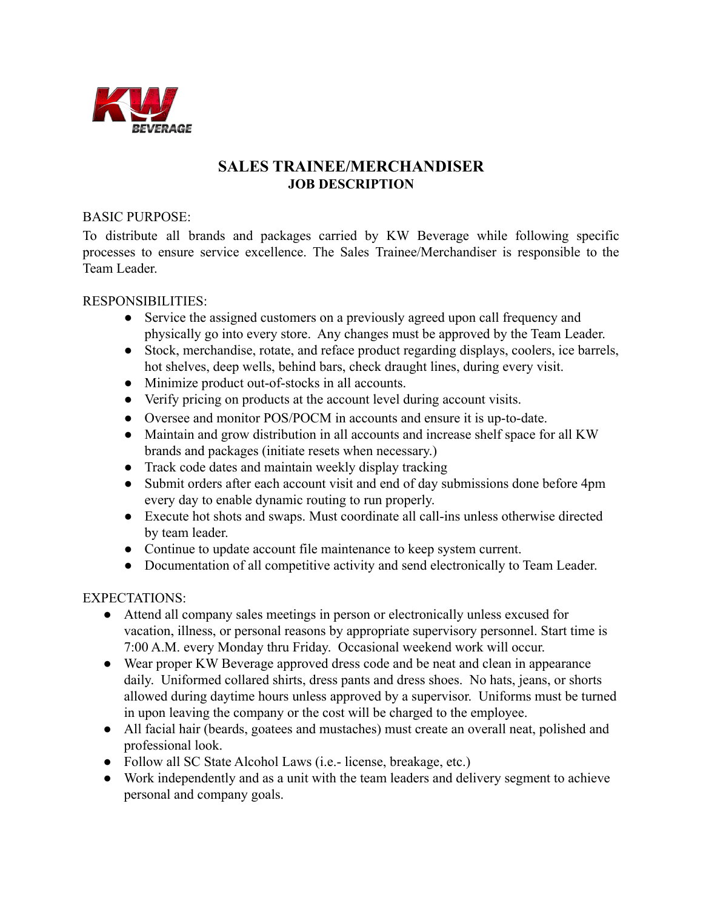# SALES TRAINEE/MERCHANDISER

## JOB DESCRIPTION

BASIC PURPOSE:

To distribute all brands and packages carried by KW Beverage while following specific processes to ensure service excellence. The Sales Trainee/Merchandiser is responsible to the Team Leader.

RESPONSIBILITIES:

- Service the assigned customers on a previously agreed upon call frequency and physically go into every store. Any changes must be approved by the Team Leader.
- Stock, merchandise, rotate, and reface product regarding displays, coolers, ice barrels, hot shelves, deep wells, behind bars, check draught lines, during every visit.
- Minimize product out-of-stocks in all accounts.
- Verify pricing on products at the account level during account visits.
- Oversee and monitor POS/POCM in accounts and ensure it is up-to-date.
- Maintain and grow distribution in all accounts and increase shelf space for all KW brands and packages (initiate resets when necessary.)
- Track code dates and maintain weekly display tracking
- Submit orders after each account visit and end of day submissions done before 4pm every day to enable dynamic routing to run properly.
- Execute hot shots and swaps. Must coordinate all call-ins unless otherwise directed by team leader.
- Continue to update account file maintenance to keep system current.
- Documentation of all competitive activity and send electronically to Team Leader.

EXPECTATIONS:

- Attend all company sales meetings in person or electronically unless excused for vacation, illness, or personal reasons by appropriate supervisory personnel. Start time is 7:00 A.M. every Monday thru Friday. Occasional weekend work will occur.
- Wear proper KW Beverage approved dress code and be neat and clean in appearance daily. Uniformed collared shirts, dress pants and dress shoes. No hats, jeans, or shorts allowed during daytime hours unless approved by a supervisor. Uniforms must be turned in upon leaving the company or the cost will be charged to the employee.
- All facial hair (beards, goatees and mustaches) must create an overall neat, polished and professional look.
- Follow all SC State Alcohol Laws (i.e.- license, breakage, etc.)
- Work independently and as a unit with the team leaders and delivery segment to achieve personal and company goals.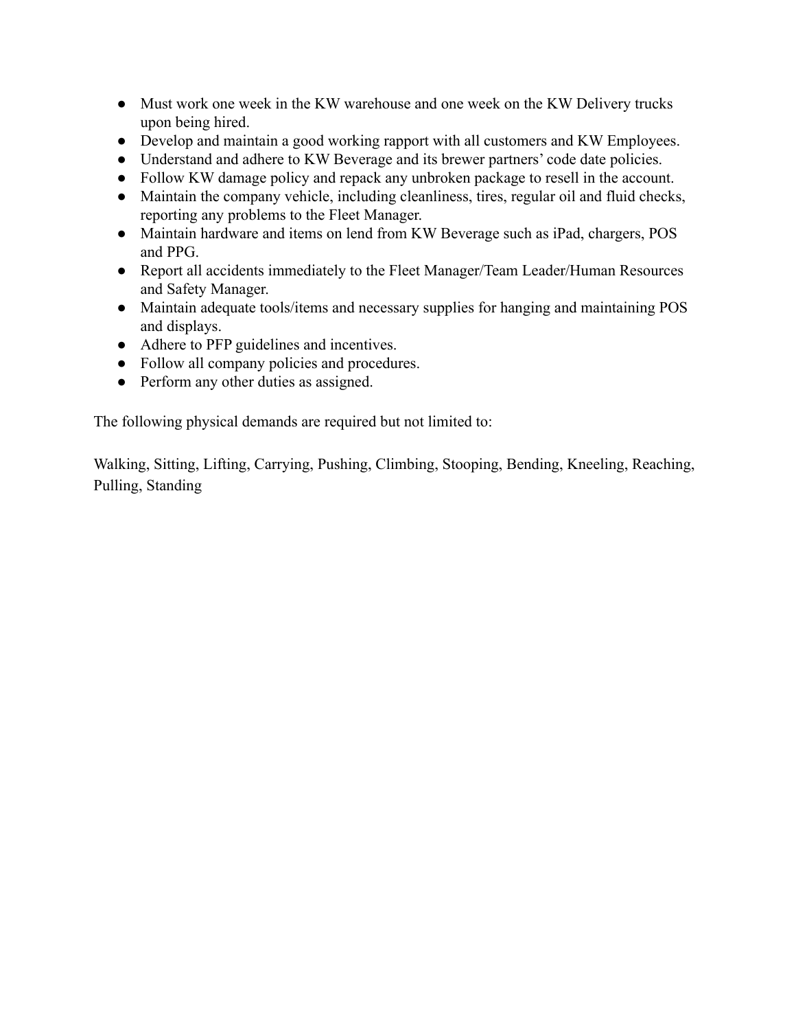- Must work one week in the KW warehouse and one week on the KW Delivery trucks upon being hired.
- Develop and maintain a good working rapport with all customers and KW Employees.
- Understand and adhere to KW Beverage and its brewer partners' code date policies.
- Follow KW damage policy and repack any unbroken package to resell in the account.
- Maintain the company vehicle, including cleanliness, tires, regular oil and fluid checks, reporting any problems to the Fleet Manager.
- Maintain hardware and items on lend from KW Beverage such as iPad, chargers, POS and PPG.
- Report all accidents immediately to the Fleet Manager/Team Leader/Human Resources and Safety Manager.
- Maintain adequate tools/items and necessary supplies for hanging and maintaining POS and displays.
- Adhere to PFP guidelines and incentives.
- Follow all company policies and procedures.
- Perform any other duties as assigned.

The following physical demands are required but not limited to:

Walking, Sitting, Lifting, Carrying, Pushing, Climbing, Stooping, Bending, Kneeling, Reaching, Pulling, Standing